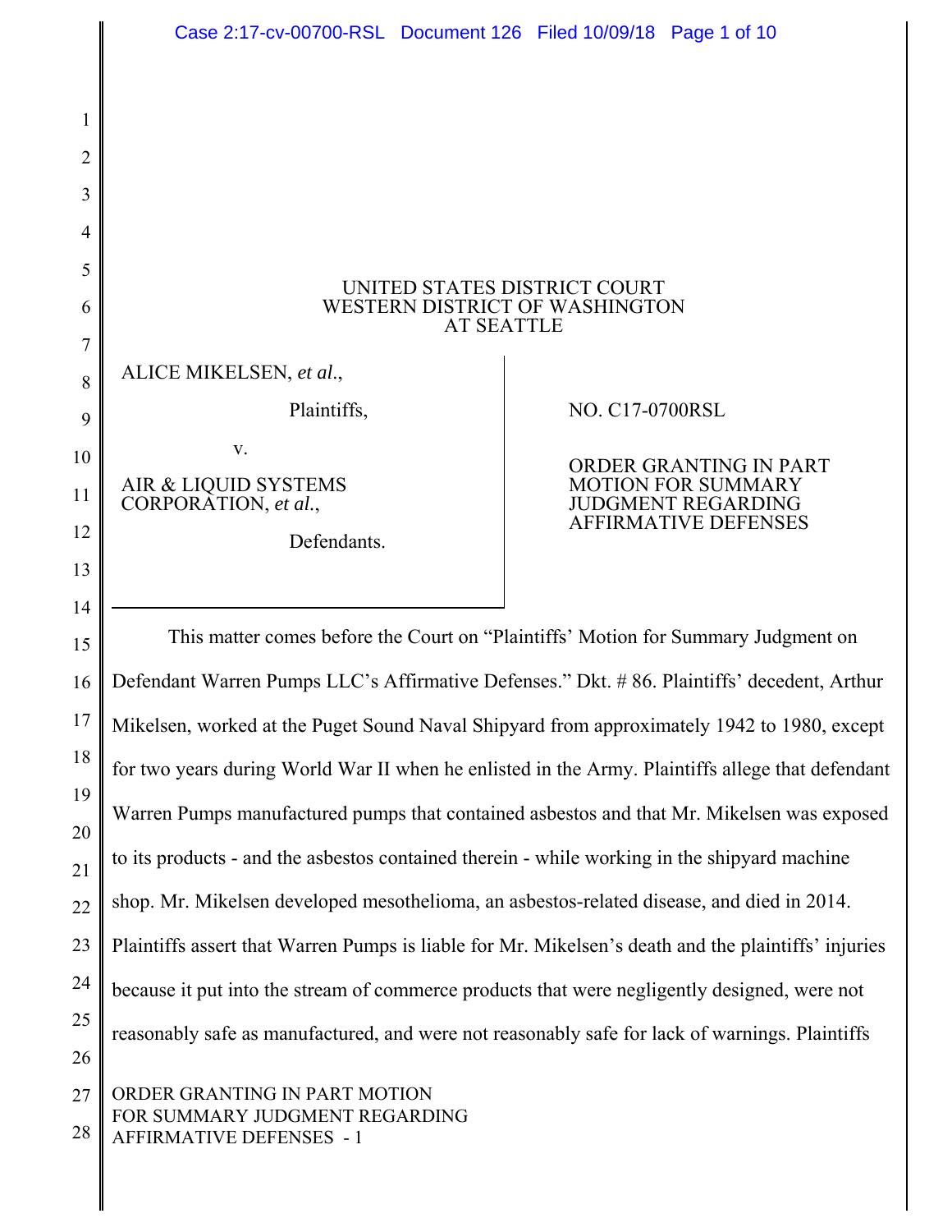UNITED STATES DISTRICT COURT
WESTERN DISTRICT OF WASHINGTON
AT SEATTLE

ALICE MIKELSEN, *et al*.,

Plaintiffs,

v.

AIR & LIQUID SYSTEMS CORPORATION, *et al.*,

Defendants.

NO. C17-0700RSL

ORDER GRANTING IN PART MOTION FOR SUMMARY JUDGMENT REGARDING AFFIRMATIVE DEFENSES

This matter comes before the Court on "Plaintiffs' Motion for Summary Judgment on Defendant Warren Pumps LLC's Affirmative Defenses." Dkt. # 86. Plaintiffs' decedent, Arthur Mikelsen, worked at the Puget Sound Naval Shipyard from approximately 1942 to 1980, except for two years during World War II when he enlisted in the Army. Plaintiffs allege that defendant Warren Pumps manufactured pumps that contained asbestos and that Mr. Mikelsen was exposed to its products - and the asbestos contained therein - while working in the shipyard machine shop. Mr. Mikelsen developed mesothelioma, an asbestos-related disease, and died in 2014. Plaintiffs assert that Warren Pumps is liable for Mr. Mikelsen's death and the plaintiffs' injuries because it put into the stream of commerce products that were negligently designed, were not reasonably safe as manufactured, and were not reasonably safe for lack of warnings. Plaintiffs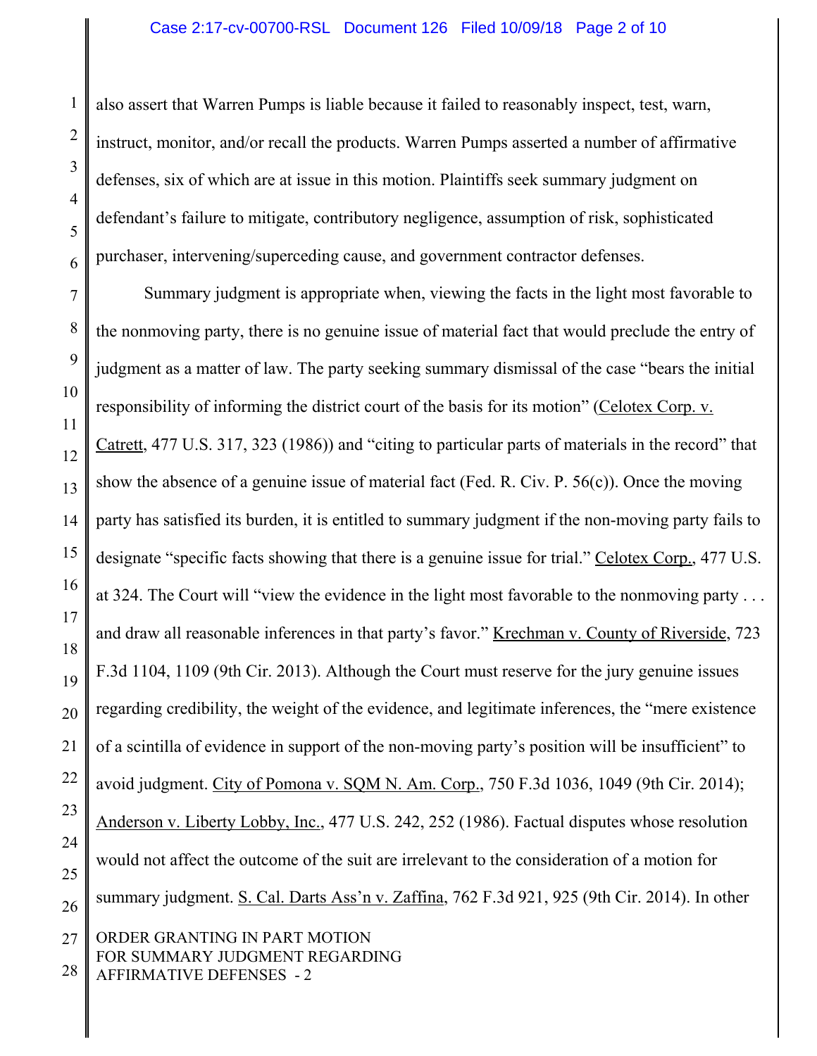also assert that Warren Pumps is liable because it failed to reasonably inspect, test, warn, instruct, monitor, and/or recall the products. Warren Pumps asserted a number of affirmative defenses, six of which are at issue in this motion. Plaintiffs seek summary judgment on defendant's failure to mitigate, contributory negligence, assumption of risk, sophisticated purchaser, intervening/superceding cause, and government contractor defenses.

Summary judgment is appropriate when, viewing the facts in the light most favorable to the nonmoving party, there is no genuine issue of material fact that would preclude the entry of judgment as a matter of law. The party seeking summary dismissal of the case "bears the initial responsibility of informing the district court of the basis for its motion" (Celotex Corp. v. Catrett, 477 U.S. 317, 323 (1986)) and "citing to particular parts of materials in the record" that show the absence of a genuine issue of material fact (Fed. R. Civ. P. 56(c)). Once the moving party has satisfied its burden, it is entitled to summary judgment if the non-moving party fails to designate "specific facts showing that there is a genuine issue for trial." Celotex Corp., 477 U.S. at 324. The Court will "view the evidence in the light most favorable to the nonmoving party . . . and draw all reasonable inferences in that party's favor." Krechman v. County of Riverside, 723 F.3d 1104, 1109 (9th Cir. 2013). Although the Court must reserve for the jury genuine issues regarding credibility, the weight of the evidence, and legitimate inferences, the "mere existence of a scintilla of evidence in support of the non-moving party's position will be insufficient" to avoid judgment. City of Pomona v. SQM N. Am. Corp., 750 F.3d 1036, 1049 (9th Cir. 2014); Anderson v. Liberty Lobby, Inc., 477 U.S. 242, 252 (1986). Factual disputes whose resolution would not affect the outcome of the suit are irrelevant to the consideration of a motion for summary judgment. S. Cal. Darts Ass'n v. Zaffina, 762 F.3d 921, 925 (9th Cir. 2014). In other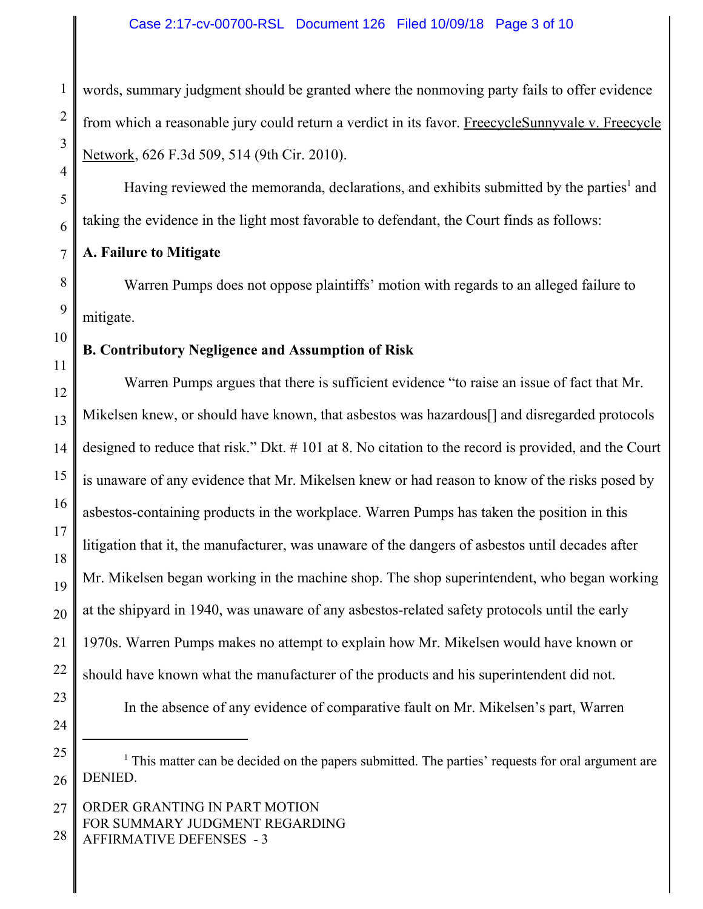words, summary judgment should be granted where the nonmoving party fails to offer evidence from which a reasonable jury could return a verdict in its favor. FreecycleSunnyvale v. Freecycle Network, 626 F.3d 509, 514 (9th Cir. 2010).

Having reviewed the memoranda, declarations, and exhibits submitted by the parties[1] and taking the evidence in the light most favorable to defendant, the Court finds as follows:

**A. Failure to Mitigate**

Warren Pumps does not oppose plaintiffs' motion with regards to an alleged failure to mitigate.

**B. Contributory Negligence and Assumption of Risk**

Warren Pumps argues that there is sufficient evidence "to raise an issue of fact that Mr. Mikelsen knew, or should have known, that asbestos was hazardous[] and disregarded protocols designed to reduce that risk." Dkt. # 101 at 8. No citation to the record is provided, and the Court is unaware of any evidence that Mr. Mikelsen knew or had reason to know of the risks posed by asbestos-containing products in the workplace. Warren Pumps has taken the position in this litigation that it, the manufacturer, was unaware of the dangers of asbestos until decades after Mr. Mikelsen began working in the machine shop. The shop superintendent, who began working at the shipyard in 1940, was unaware of any asbestos-related safety protocols until the early 1970s. Warren Pumps makes no attempt to explain how Mr. Mikelsen would have known or should have known what the manufacturer of the products and his superintendent did not.

In the absence of any evidence of comparative fault on Mr. Mikelsen's part, Warren

---

[1] This matter can be decided on the papers submitted. The parties' requests for oral argument are DENIED.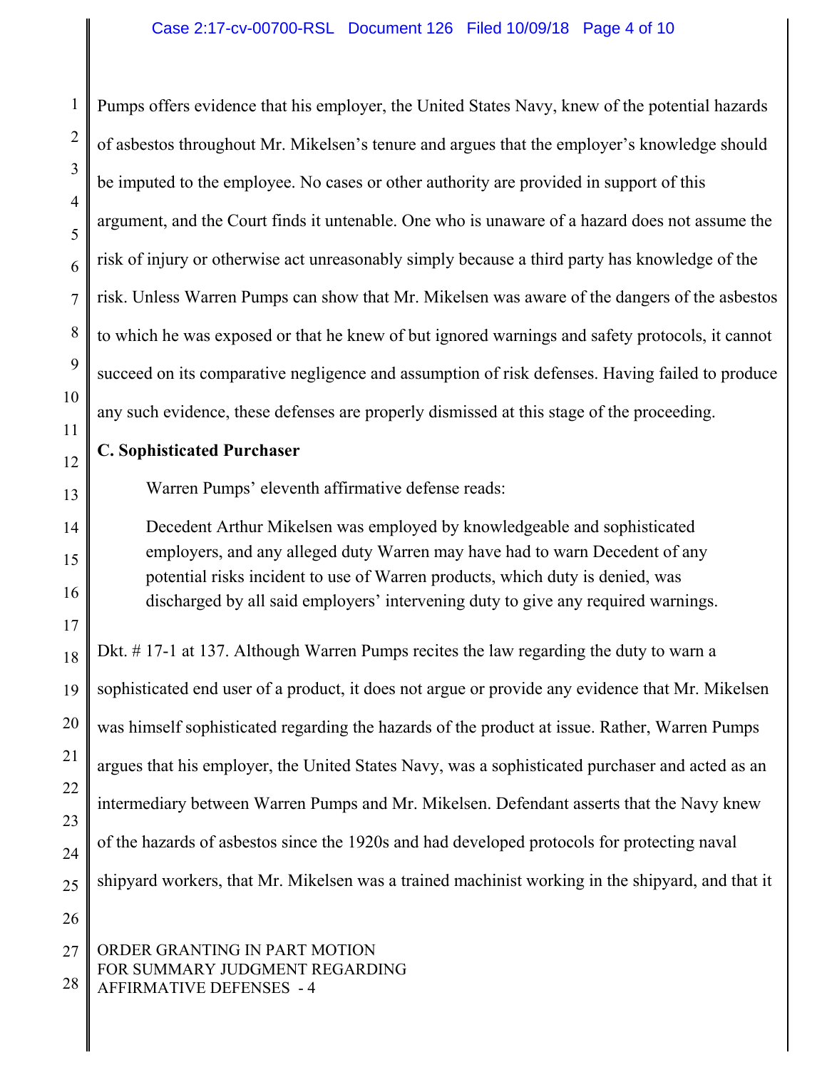Pumps offers evidence that his employer, the United States Navy, knew of the potential hazards of asbestos throughout Mr. Mikelsen's tenure and argues that the employer's knowledge should be imputed to the employee. No cases or other authority are provided in support of this argument, and the Court finds it untenable. One who is unaware of a hazard does not assume the risk of injury or otherwise act unreasonably simply because a third party has knowledge of the risk. Unless Warren Pumps can show that Mr. Mikelsen was aware of the dangers of the asbestos to which he was exposed or that he knew of but ignored warnings and safety protocols, it cannot succeed on its comparative negligence and assumption of risk defenses. Having failed to produce any such evidence, these defenses are properly dismissed at this stage of the proceeding.

**C. Sophisticated Purchaser**

Warren Pumps' eleventh affirmative defense reads:

> Decedent Arthur Mikelsen was employed by knowledgeable and sophisticated employers, and any alleged duty Warren may have had to warn Decedent of any potential risks incident to use of Warren products, which duty is denied, was discharged by all said employers' intervening duty to give any required warnings.

Dkt. # 17-1 at 137. Although Warren Pumps recites the law regarding the duty to warn a sophisticated end user of a product, it does not argue or provide any evidence that Mr. Mikelsen was himself sophisticated regarding the hazards of the product at issue. Rather, Warren Pumps argues that his employer, the United States Navy, was a sophisticated purchaser and acted as an intermediary between Warren Pumps and Mr. Mikelsen. Defendant asserts that the Navy knew of the hazards of asbestos since the 1920s and had developed protocols for protecting naval shipyard workers, that Mr. Mikelsen was a trained machinist working in the shipyard, and that it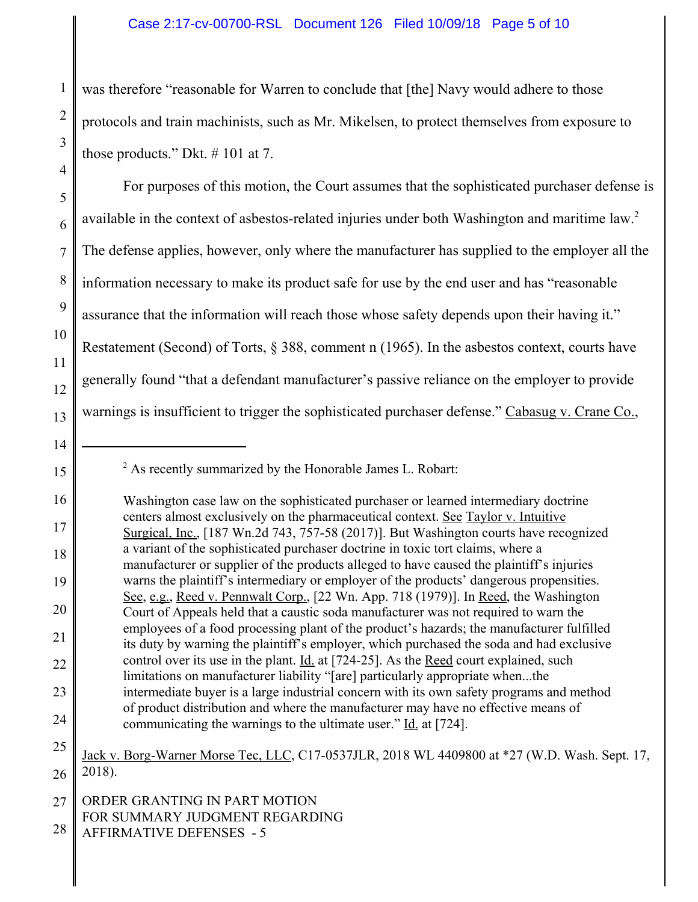was therefore "reasonable for Warren to conclude that [the] Navy would adhere to those protocols and train machinists, such as Mr. Mikelsen, to protect themselves from exposure to those products." Dkt. # 101 at 7.

For purposes of this motion, the Court assumes that the sophisticated purchaser defense is available in the context of asbestos-related injuries under both Washington and maritime law.[2] The defense applies, however, only where the manufacturer has supplied to the employer all the information necessary to make its product safe for use by the end user and has "reasonable assurance that the information will reach those whose safety depends upon their having it." Restatement (Second) of Torts, § 388, comment n (1965). In the asbestos context, courts have generally found "that a defendant manufacturer's passive reliance on the employer to provide warnings is insufficient to trigger the sophisticated purchaser defense." Cabasug v. Crane Co.,

---

[2] As recently summarized by the Honorable James L. Robart:

> Washington case law on the sophisticated purchaser or learned intermediary doctrine centers almost exclusively on the pharmaceutical context. See Taylor v. Intuitive Surgical, Inc., [187 Wn.2d 743, 757-58 (2017)]. But Washington courts have recognized a variant of the sophisticated purchaser doctrine in toxic tort claims, where a manufacturer or supplier of the products alleged to have caused the plaintiff's injuries warns the plaintiff's intermediary or employer of the products' dangerous propensities. See, e.g., Reed v. Pennwalt Corp., [22 Wn. App. 718 (1979)]. In Reed, the Washington Court of Appeals held that a caustic soda manufacturer was not required to warn the employees of a food processing plant of the product's hazards; the manufacturer fulfilled its duty by warning the plaintiff's employer, which purchased the soda and had exclusive control over its use in the plant. Id. at [724-25]. As the Reed court explained, such limitations on manufacturer liability "[are] particularly appropriate when...the intermediate buyer is a large industrial concern with its own safety programs and method of product distribution and where the manufacturer may have no effective means of communicating the warnings to the ultimate user." Id. at [724].

Jack v. Borg-Warner Morse Tec, LLC, C17-0537JLR, 2018 WL 4409800 at *27 (W.D. Wash. Sept. 17, 2018).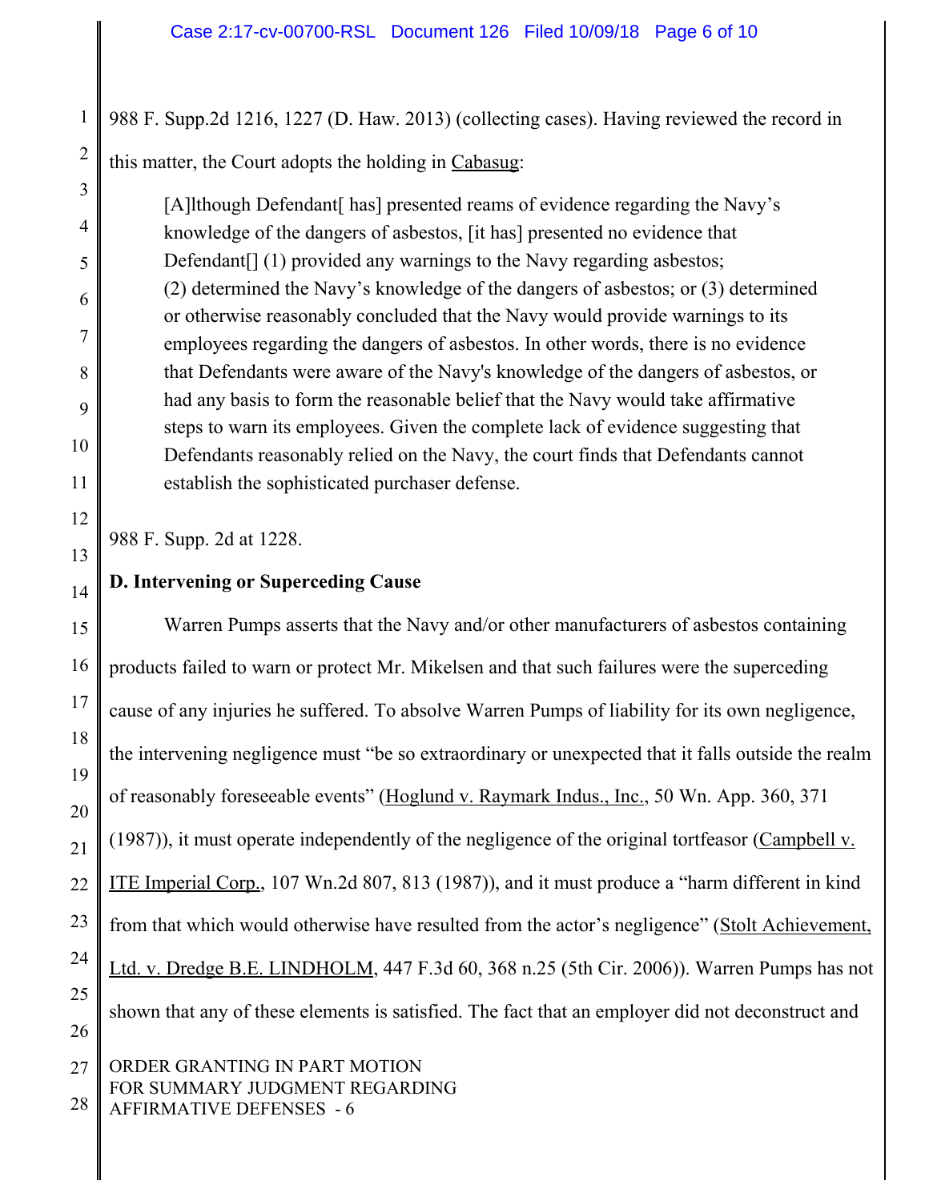988 F. Supp.2d 1216, 1227 (D. Haw. 2013) (collecting cases). Having reviewed the record in this matter, the Court adopts the holding in Cabasug:

> [A]lthough Defendant[ has] presented reams of evidence regarding the Navy's knowledge of the dangers of asbestos, [it has] presented no evidence that Defendant[] (1) provided any warnings to the Navy regarding asbestos; (2) determined the Navy's knowledge of the dangers of asbestos; or (3) determined or otherwise reasonably concluded that the Navy would provide warnings to its employees regarding the dangers of asbestos. In other words, there is no evidence that Defendants were aware of the Navy's knowledge of the dangers of asbestos, or had any basis to form the reasonable belief that the Navy would take affirmative steps to warn its employees. Given the complete lack of evidence suggesting that Defendants reasonably relied on the Navy, the court finds that Defendants cannot establish the sophisticated purchaser defense.

988 F. Supp. 2d at 1228.

**D. Intervening or Superceding Cause**

Warren Pumps asserts that the Navy and/or other manufacturers of asbestos containing products failed to warn or protect Mr. Mikelsen and that such failures were the superceding cause of any injuries he suffered. To absolve Warren Pumps of liability for its own negligence, the intervening negligence must "be so extraordinary or unexpected that it falls outside the realm of reasonably foreseeable events" (Hoglund v. Raymark Indus., Inc., 50 Wn. App. 360, 371 (1987)), it must operate independently of the negligence of the original tortfeasor (Campbell v. ITE Imperial Corp., 107 Wn.2d 807, 813 (1987)), and it must produce a "harm different in kind from that which would otherwise have resulted from the actor's negligence" (Stolt Achievement, Ltd. v. Dredge B.E. LINDHOLM, 447 F.3d 60, 368 n.25 (5th Cir. 2006)). Warren Pumps has not shown that any of these elements is satisfied. The fact that an employer did not deconstruct and

ORDER GRANTING IN PART MOTION FOR SUMMARY JUDGMENT REGARDING AFFIRMATIVE DEFENSES - 6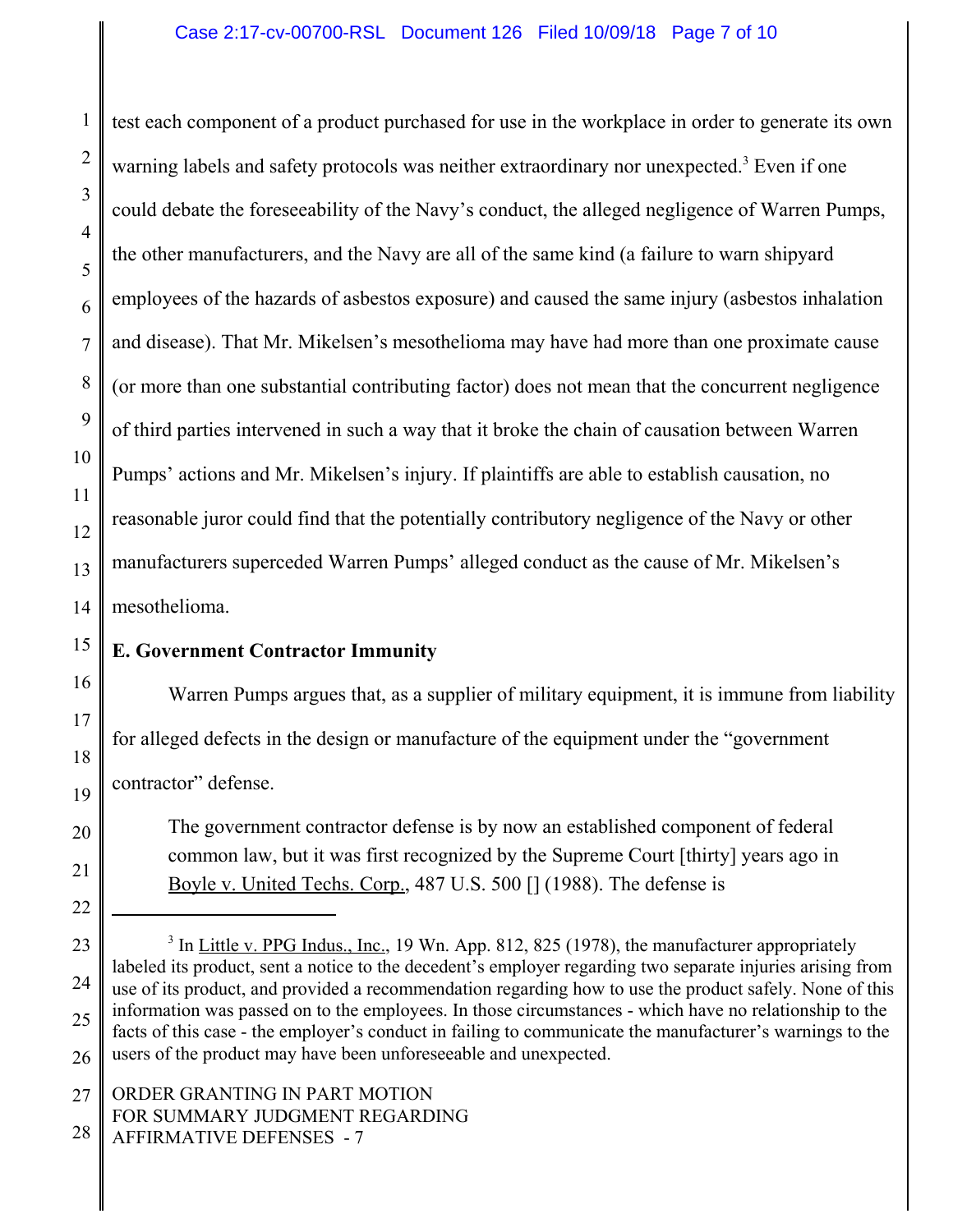test each component of a product purchased for use in the workplace in order to generate its own warning labels and safety protocols was neither extraordinary nor unexpected.[3] Even if one could debate the foreseeability of the Navy's conduct, the alleged negligence of Warren Pumps, the other manufacturers, and the Navy are all of the same kind (a failure to warn shipyard employees of the hazards of asbestos exposure) and caused the same injury (asbestos inhalation and disease). That Mr. Mikelsen's mesothelioma may have had more than one proximate cause (or more than one substantial contributing factor) does not mean that the concurrent negligence of third parties intervened in such a way that it broke the chain of causation between Warren Pumps' actions and Mr. Mikelsen's injury. If plaintiffs are able to establish causation, no reasonable juror could find that the potentially contributory negligence of the Navy or other manufacturers superceded Warren Pumps' alleged conduct as the cause of Mr. Mikelsen's mesothelioma.

**E. Government Contractor Immunity**

Warren Pumps argues that, as a supplier of military equipment, it is immune from liability for alleged defects in the design or manufacture of the equipment under the "government contractor" defense.

> The government contractor defense is by now an established component of federal common law, but it was first recognized by the Supreme Court [thirty] years ago in Boyle v. United Techs. Corp., 487 U.S. 500 [] (1988). The defense is

---

[3] In Little v. PPG Indus., Inc., 19 Wn. App. 812, 825 (1978), the manufacturer appropriately labeled its product, sent a notice to the decedent's employer regarding two separate injuries arising from use of its product, and provided a recommendation regarding how to use the product safely. None of this information was passed on to the employees. In those circumstances - which have no relationship to the facts of this case - the employer's conduct in failing to communicate the manufacturer's warnings to the users of the product may have been unforeseeable and unexpected.

ORDER GRANTING IN PART MOTION FOR SUMMARY JUDGMENT REGARDING AFFIRMATIVE DEFENSES - 7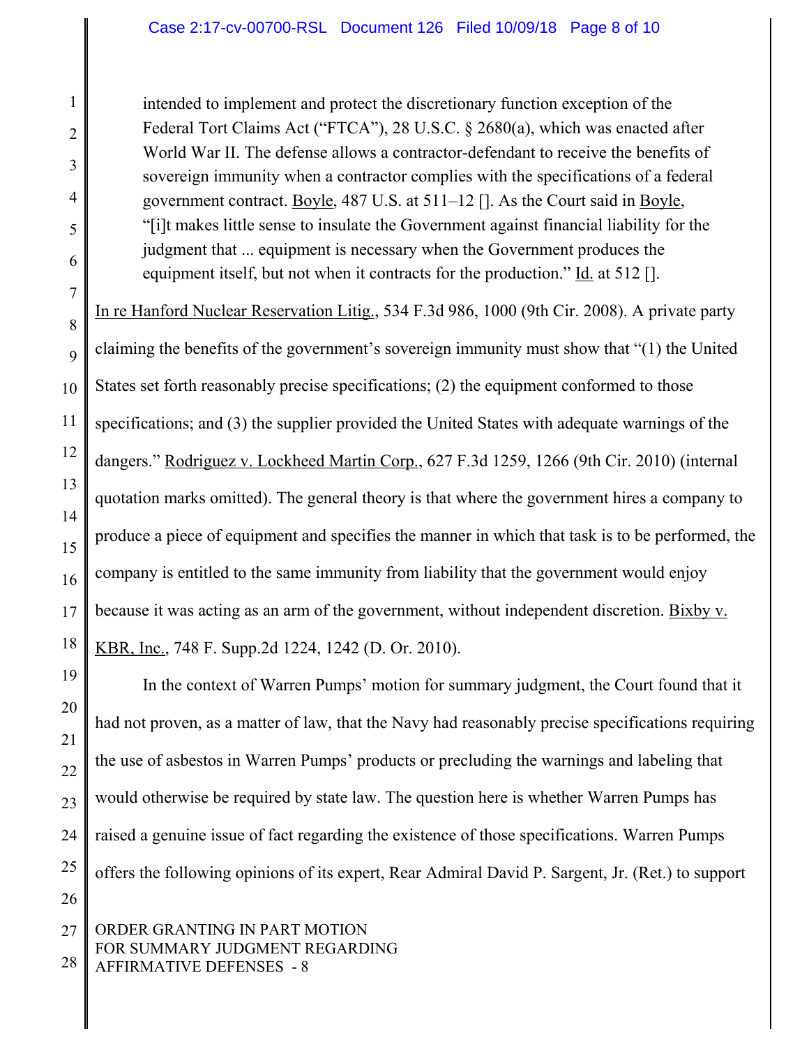> intended to implement and protect the discretionary function exception of the Federal Tort Claims Act ("FTCA"), 28 U.S.C. § 2680(a), which was enacted after World War II. The defense allows a contractor-defendant to receive the benefits of sovereign immunity when a contractor complies with the specifications of a federal government contract. Boyle, 487 U.S. at 511–12 []. As the Court said in Boyle, "[i]t makes little sense to insulate the Government against financial liability for the judgment that ... equipment is necessary when the Government produces the equipment itself, but not when it contracts for the production." Id. at 512 [].

In re Hanford Nuclear Reservation Litig., 534 F.3d 986, 1000 (9th Cir. 2008). A private party claiming the benefits of the government's sovereign immunity must show that "(1) the United States set forth reasonably precise specifications; (2) the equipment conformed to those specifications; and (3) the supplier provided the United States with adequate warnings of the dangers." Rodriguez v. Lockheed Martin Corp., 627 F.3d 1259, 1266 (9th Cir. 2010) (internal quotation marks omitted). The general theory is that where the government hires a company to produce a piece of equipment and specifies the manner in which that task is to be performed, the company is entitled to the same immunity from liability that the government would enjoy because it was acting as an arm of the government, without independent discretion. Bixby v. KBR, Inc., 748 F. Supp.2d 1224, 1242 (D. Or. 2010).

In the context of Warren Pumps' motion for summary judgment, the Court found that it had not proven, as a matter of law, that the Navy had reasonably precise specifications requiring the use of asbestos in Warren Pumps' products or precluding the warnings and labeling that would otherwise be required by state law. The question here is whether Warren Pumps has raised a genuine issue of fact regarding the existence of those specifications. Warren Pumps offers the following opinions of its expert, Rear Admiral David P. Sargent, Jr. (Ret.) to support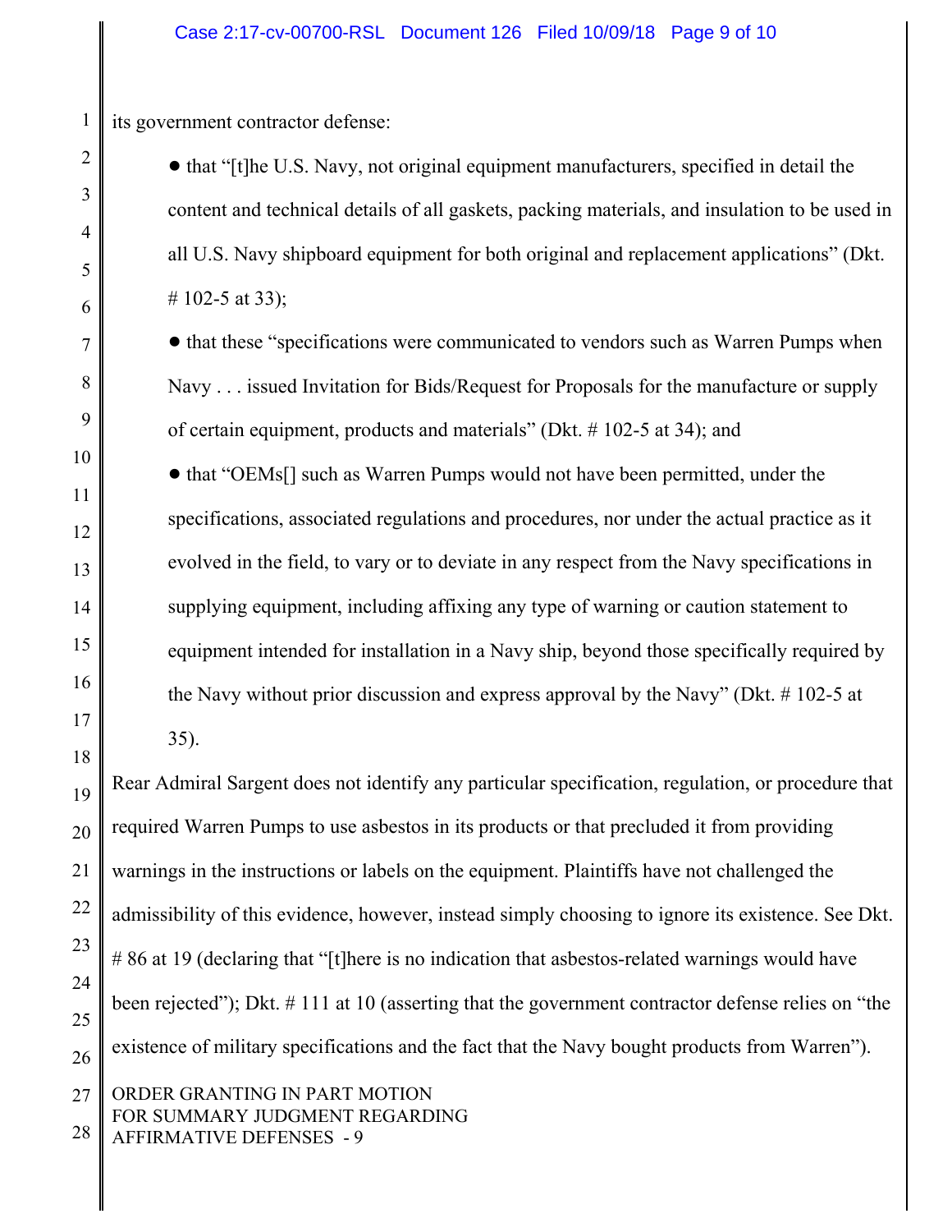its government contractor defense:

- that "[t]he U.S. Navy, not original equipment manufacturers, specified in detail the content and technical details of all gaskets, packing materials, and insulation to be used in all U.S. Navy shipboard equipment for both original and replacement applications" (Dkt. # 102-5 at 33);
- that these "specifications were communicated to vendors such as Warren Pumps when Navy . . . issued Invitation for Bids/Request for Proposals for the manufacture or supply of certain equipment, products and materials" (Dkt. # 102-5 at 34); and
- that "OEMs[] such as Warren Pumps would not have been permitted, under the specifications, associated regulations and procedures, nor under the actual practice as it evolved in the field, to vary or to deviate in any respect from the Navy specifications in supplying equipment, including affixing any type of warning or caution statement to equipment intended for installation in a Navy ship, beyond those specifically required by the Navy without prior discussion and express approval by the Navy" (Dkt. # 102-5 at 35).

Rear Admiral Sargent does not identify any particular specification, regulation, or procedure that required Warren Pumps to use asbestos in its products or that precluded it from providing warnings in the instructions or labels on the equipment. Plaintiffs have not challenged the admissibility of this evidence, however, instead simply choosing to ignore its existence. See Dkt. # 86 at 19 (declaring that "[t]here is no indication that asbestos-related warnings would have been rejected"); Dkt. # 111 at 10 (asserting that the government contractor defense relies on "the existence of military specifications and the fact that the Navy bought products from Warren").

ORDER GRANTING IN PART MOTION FOR SUMMARY JUDGMENT REGARDING AFFIRMATIVE DEFENSES - 9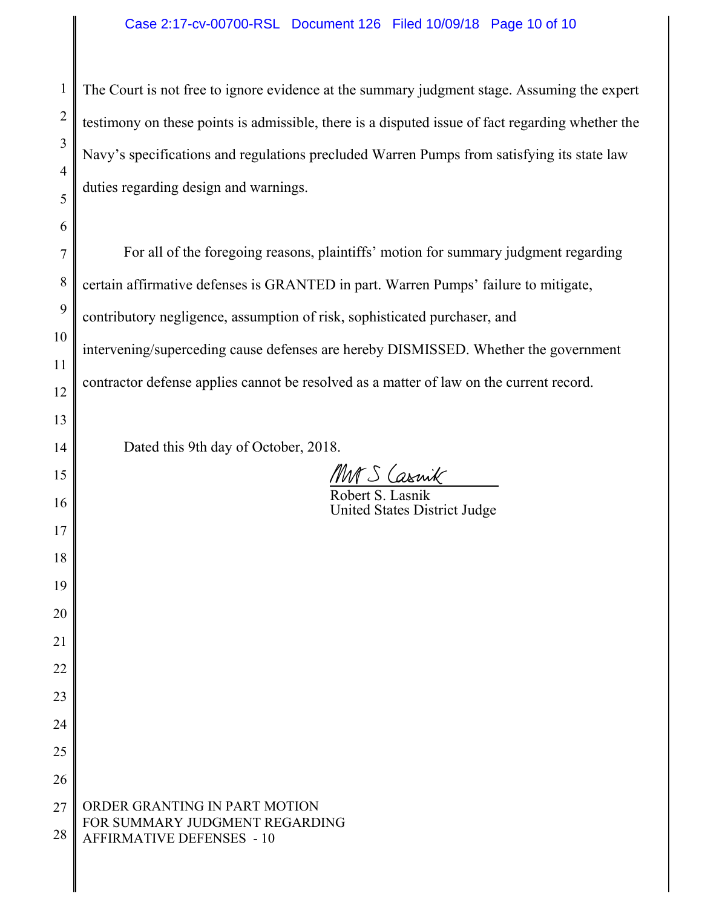The Court is not free to ignore evidence at the summary judgment stage. Assuming the expert testimony on these points is admissible, there is a disputed issue of fact regarding whether the Navy's specifications and regulations precluded Warren Pumps from satisfying its state law duties regarding design and warnings.

For all of the foregoing reasons, plaintiffs' motion for summary judgment regarding certain affirmative defenses is GRANTED in part. Warren Pumps' failure to mitigate, contributory negligence, assumption of risk, sophisticated purchaser, and intervening/superceding cause defenses are hereby DISMISSED. Whether the government contractor defense applies cannot be resolved as a matter of law on the current record.

Dated this 9th day of October, 2018.

Robert S. Lasnik
United States District Judge